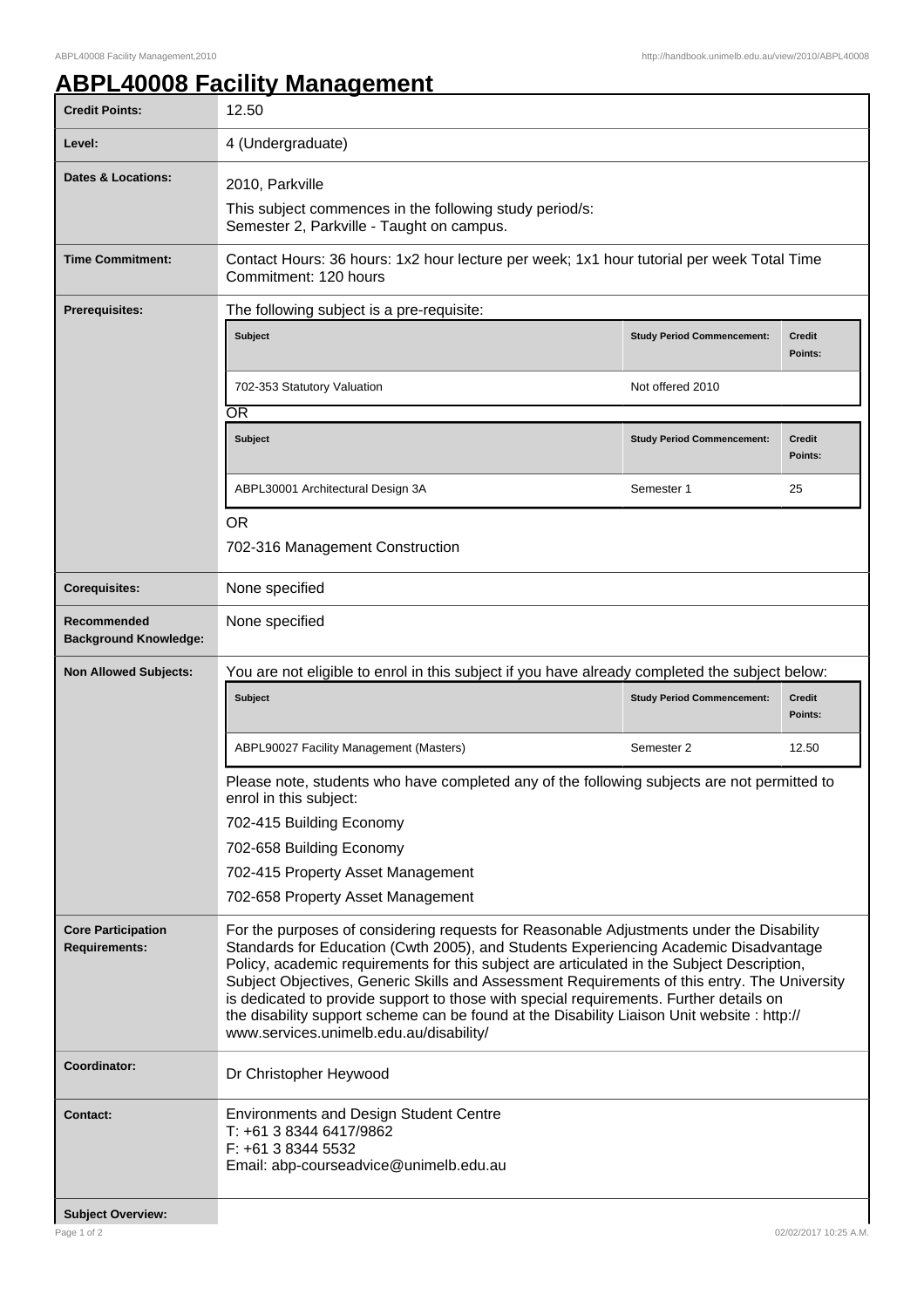# ABPL40008 Facility Management

| Credit Points: | 12.50 |
| --- | --- |
| Level: | 4 (Undergraduate) |
| Dates & Locations: | 2010, Parkville<br>This subject commences in the following study period/s:<br>Semester 2, Parkville - Taught on campus. |
| Time Commitment: | Contact Hours: 36 hours: 1x2 hour lecture per week; 1x1 hour tutorial per week Total Time Commitment: 120 hours |
| Prerequisites: | The following subject is a pre-requisite: |
| Corequisites: | None specified |
| Recommended Background Knowledge: | None specified |
| Non Allowed Subjects: | You are not eligible to enrol in this subject if you have already completed the subject below: |
| Core Participation Requirements: | For the purposes of considering requests for Reasonable Adjustments under the Disability Standards for Education (Cwth 2005), and Students Experiencing Academic Disadvantage Policy, academic requirements for this subject are articulated in the Subject Description, Subject Objectives, Generic Skills and Assessment Requirements of this entry. The University is dedicated to provide support to those with special requirements. Further details on the disability support scheme can be found at the Disability Liaison Unit website : http://www.services.unimelb.edu.au/disability/ |
| Coordinator: | Dr Christopher Heywood |
| Contact: | Environments and Design Student Centre<br>T: +61 3 8344 6417/9862<br>F: +61 3 8344 5532<br>Email: abp-courseadvice@unimelb.edu.au |
| Subject Overview: | |

**Prerequisites:**

The following subject is a pre-requisite:

| Subject | Study Period Commencement: | Credit Points: |
| --- | --- | --- |
| 702-353 Statutory Valuation | Not offered 2010 | |

OR

| Subject | Study Period Commencement: | Credit Points: |
| --- | --- | --- |
| ABPL30001 Architectural Design 3A | Semester 1 | 25 |

OR

702-316 Management Construction

**Non Allowed Subjects:**

You are not eligible to enrol in this subject if you have already completed the subject below:

| Subject | Study Period Commencement: | Credit Points: |
| --- | --- | --- |
| ABPL90027 Facility Management (Masters) | Semester 2 | 12.50 |

Please note, students who have completed any of the following subjects are not permitted to enrol in this subject:

702-415 Building Economy

702-658 Building Economy

702-415 Property Asset Management

702-658 Property Asset Management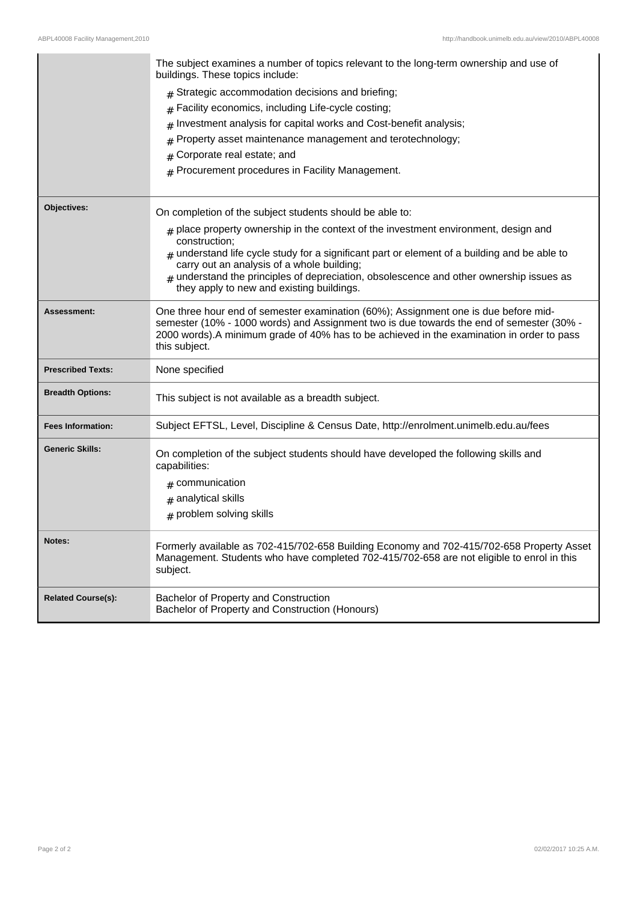| | |
|---|---|
| | The subject examines a number of topics relevant to the long-term ownership and use of buildings. These topics include:<br># Strategic accommodation decisions and briefing;<br># Facility economics, including Life-cycle costing;<br># Investment analysis for capital works and Cost-benefit analysis;<br># Property asset maintenance management and terotechnology;<br># Corporate real estate; and<br># Procurement procedures in Facility Management. |
| **Objectives:** | On completion of the subject students should be able to:<br># place property ownership in the context of the investment environment, design and construction;<br># understand life cycle study for a significant part or element of a building and be able to carry out an analysis of a whole building;<br># understand the principles of depreciation, obsolescence and other ownership issues as they apply to new and existing buildings. |
| **Assessment:** | One three hour end of semester examination (60%); Assignment one is due before mid-semester (10% - 1000 words) and Assignment two is due towards the end of semester (30% - 2000 words).A minimum grade of 40% has to be achieved in the examination in order to pass this subject. |
| **Prescribed Texts:** | None specified |
| **Breadth Options:** | This subject is not available as a breadth subject. |
| **Fees Information:** | Subject EFTSL, Level, Discipline & Census Date, http://enrolment.unimelb.edu.au/fees |
| **Generic Skills:** | On completion of the subject students should have developed the following skills and capabilities:<br># communication<br># analytical skills<br># problem solving skills |
| **Notes:** | Formerly available as 702-415/702-658 Building Economy and 702-415/702-658 Property Asset Management. Students who have completed 702-415/702-658 are not eligible to enrol in this subject. |
| **Related Course(s):** | Bachelor of Property and Construction<br>Bachelor of Property and Construction (Honours) |